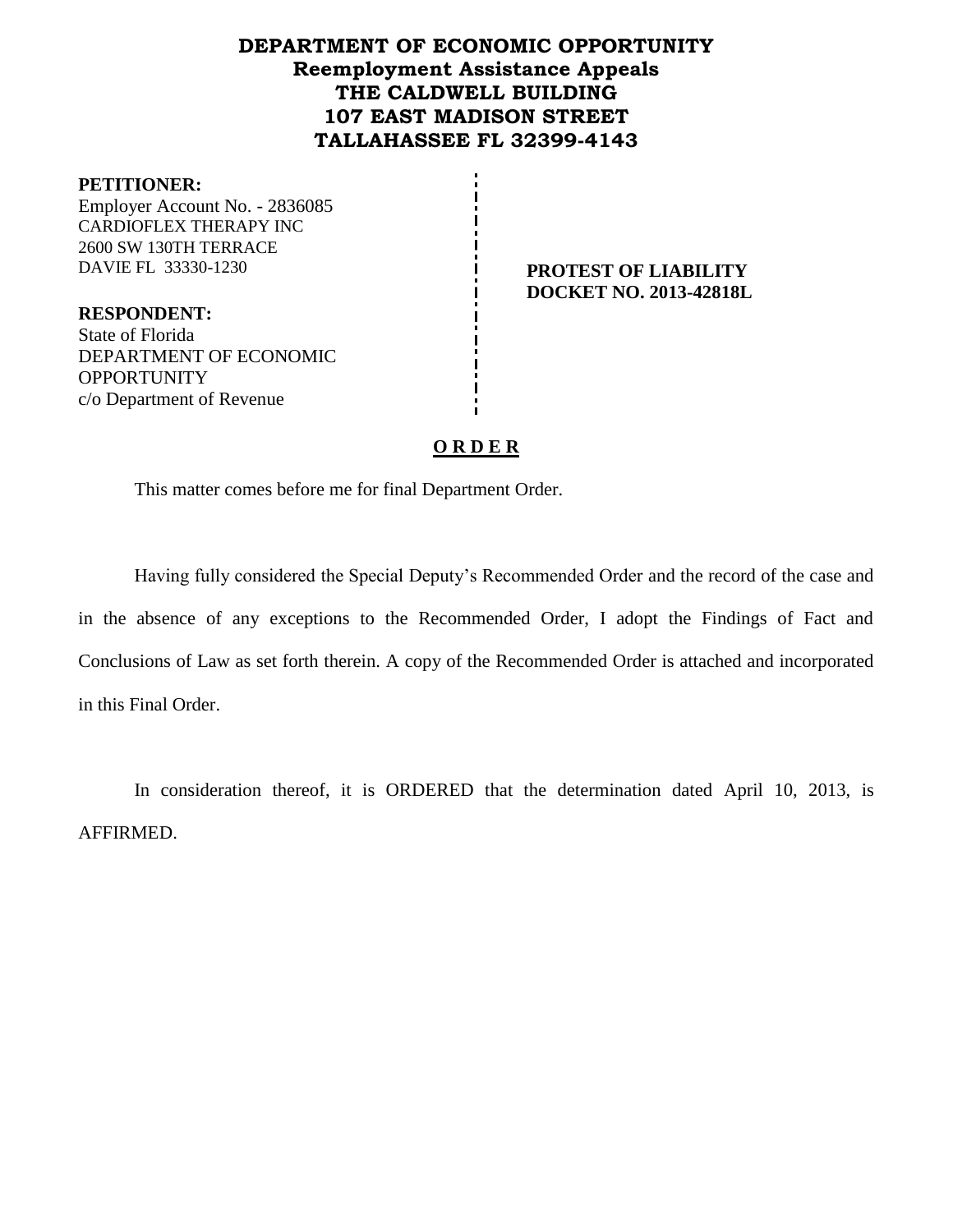# DEPARTMENT OF ECONOMIC OPPORTUNITY
## Reemployment Assistance Appeals
## THE CALDWELL BUILDING
## 107 EAST MADISON STREET
## TALLAHASSEE FL 32399-4143

**PETITIONER:**
Employer Account No. - 2836085
CARDIOFLEX THERAPY INC
2600 SW 130TH TERRACE
DAVIE FL 33330-1230

**RESPONDENT:**
State of Florida
DEPARTMENT OF ECONOMIC OPPORTUNITY
c/o Department of Revenue

**PROTEST OF LIABILITY**
**DOCKET NO. 2013-42818L**

**O R D E R**

This matter comes before me for final Department Order.

Having fully considered the Special Deputy's Recommended Order and the record of the case and in the absence of any exceptions to the Recommended Order, I adopt the Findings of Fact and Conclusions of Law as set forth therein. A copy of the Recommended Order is attached and incorporated in this Final Order.

In consideration thereof, it is ORDERED that the determination dated April 10, 2013, is AFFIRMED.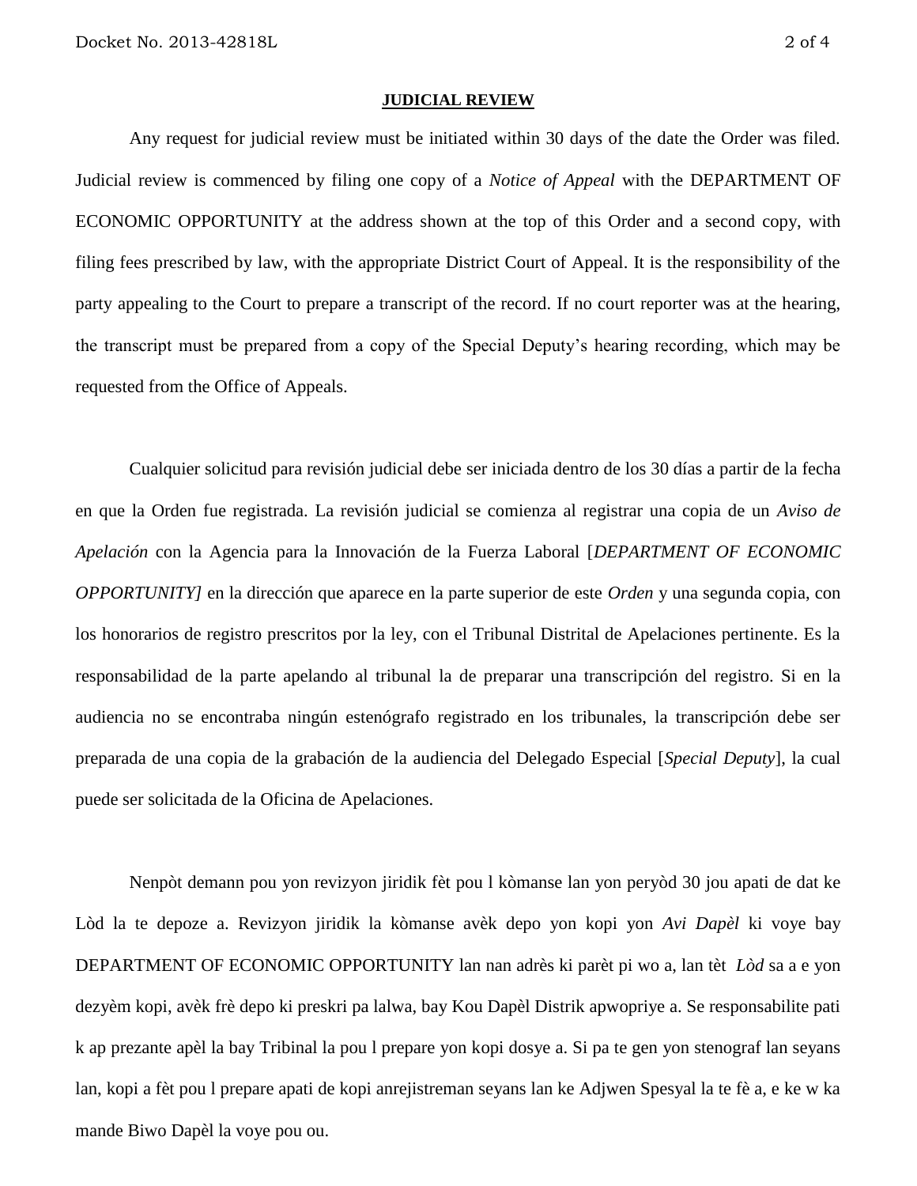**JUDICIAL REVIEW**

Any request for judicial review must be initiated within 30 days of the date the Order was filed. Judicial review is commenced by filing one copy of a *Notice of Appeal* with the DEPARTMENT OF ECONOMIC OPPORTUNITY at the address shown at the top of this Order and a second copy, with filing fees prescribed by law, with the appropriate District Court of Appeal. It is the responsibility of the party appealing to the Court to prepare a transcript of the record. If no court reporter was at the hearing, the transcript must be prepared from a copy of the Special Deputy's hearing recording, which may be requested from the Office of Appeals.

Cualquier solicitud para revisión judicial debe ser iniciada dentro de los 30 días a partir de la fecha en que la Orden fue registrada. La revisión judicial se comienza al registrar una copia de un *Aviso de Apelación* con la Agencia para la Innovación de la Fuerza Laboral [*DEPARTMENT OF ECONOMIC OPPORTUNITY]* en la dirección que aparece en la parte superior de este *Orden* y una segunda copia, con los honorarios de registro prescritos por la ley, con el Tribunal Distrital de Apelaciones pertinente. Es la responsabilidad de la parte apelando al tribunal la de preparar una transcripción del registro. Si en la audiencia no se encontraba ningún estenógrafo registrado en los tribunales, la transcripción debe ser preparada de una copia de la grabación de la audiencia del Delegado Especial [*Special Deputy*], la cual puede ser solicitada de la Oficina de Apelaciones.

Nenpòt demann pou yon revizyon jiridik fèt pou l kòmanse lan yon peryòd 30 jou apati de dat ke Lòd la te depoze a. Revizyon jiridik la kòmanse avèk depo yon kopi yon *Avi Dapèl* ki voye bay DEPARTMENT OF ECONOMIC OPPORTUNITY lan nan adrès ki parèt pi wo a, lan tèt *Lòd* sa a e yon dezyèm kopi, avèk frè depo ki preskri pa lalwa, bay Kou Dapèl Distrik apwopriye a. Se responsabilite pati k ap prezante apèl la bay Tribinal la pou l prepare yon kopi dosye a. Si pa te gen yon stenograf lan seyans lan, kopi a fèt pou l prepare apati de kopi anrejistreman seyans lan ke Adjwen Spesyal la te fè a, e ke w ka mande Biwo Dapèl la voye pou ou.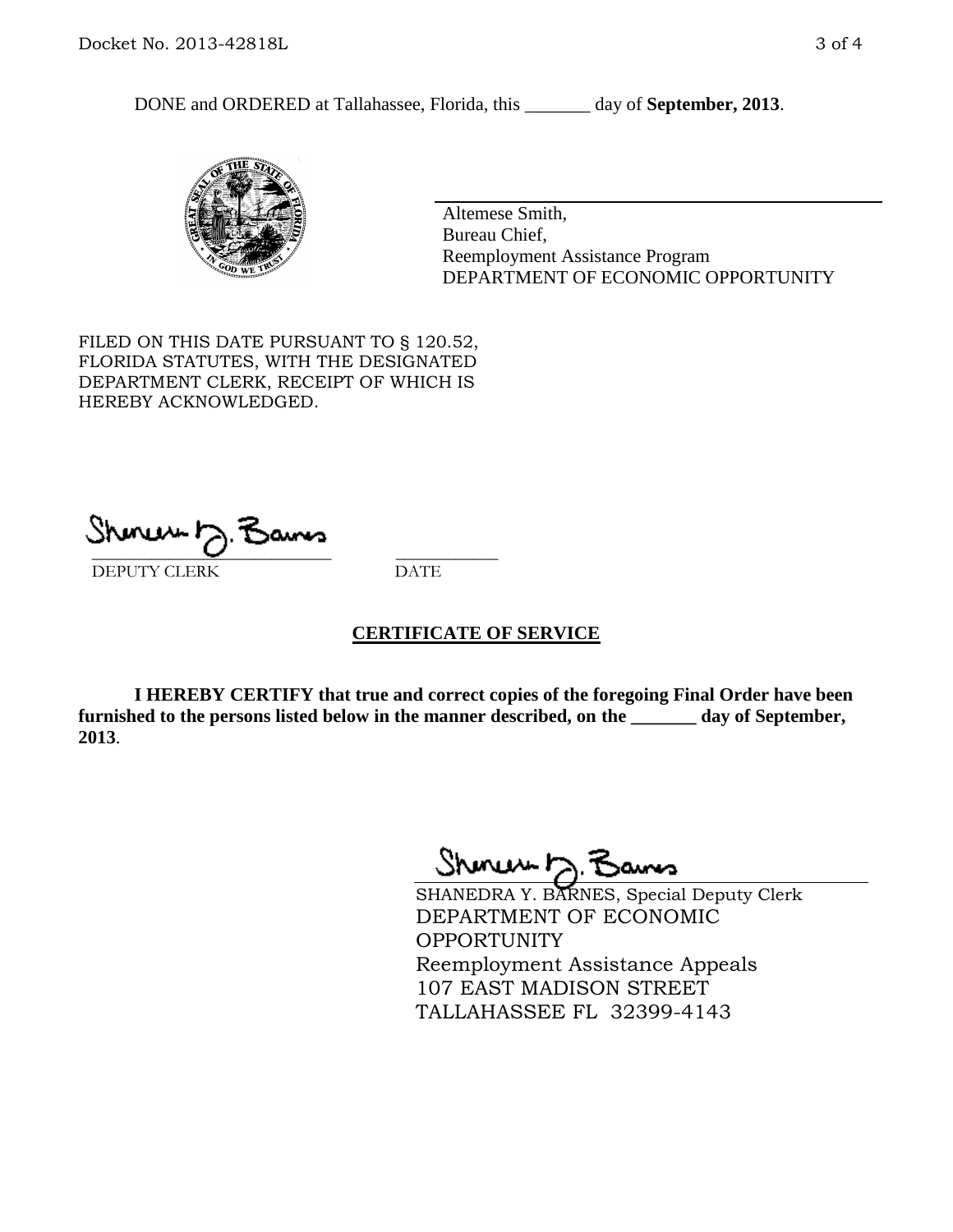DONE and ORDERED at Tallahassee, Florida, this _______ day of **September, 2013**.

Altemese Smith,
Bureau Chief,
Reemployment Assistance Program
DEPARTMENT OF ECONOMIC OPPORTUNITY

FILED ON THIS DATE PURSUANT TO § 120.52, FLORIDA STATUTES, WITH THE DESIGNATED DEPARTMENT CLERK, RECEIPT OF WHICH IS HEREBY ACKNOWLEDGED.

_____________________________ ____________
DEPUTY CLERK DATE

## CERTIFICATE OF SERVICE

**I HEREBY CERTIFY that true and correct copies of the foregoing Final Order have been furnished to the persons listed below in the manner described, on the _______ day of September, 2013**.

SHANEDRA Y. BARNES, Special Deputy Clerk
DEPARTMENT OF ECONOMIC OPPORTUNITY
Reemployment Assistance Appeals
107 EAST MADISON STREET
TALLAHASSEE FL 32399-4143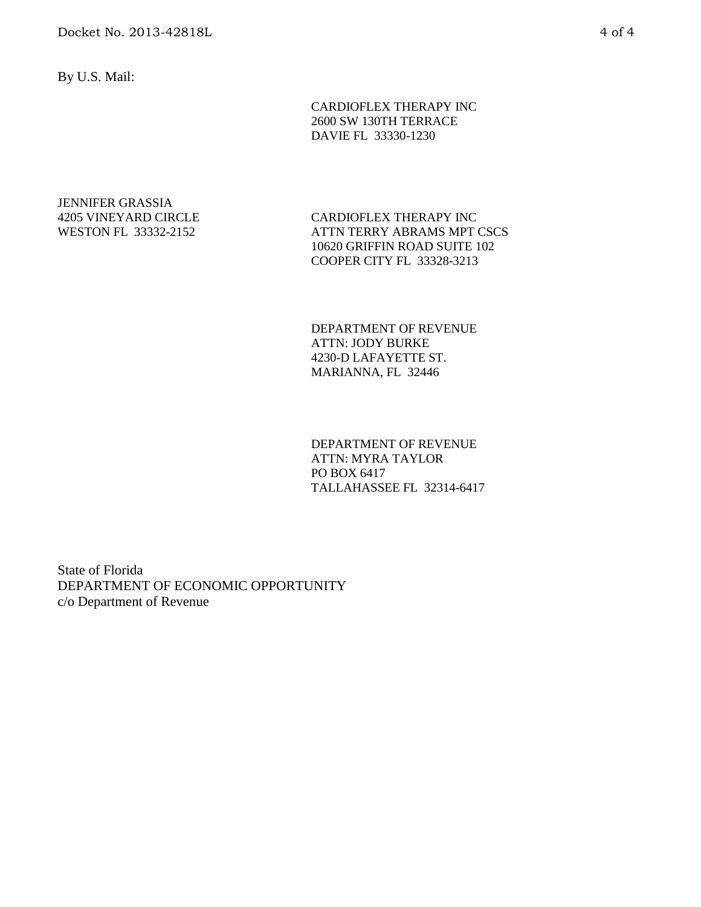By U.S. Mail:

CARDIOFLEX THERAPY INC
2600 SW 130TH TERRACE
DAVIE FL 33330-1230

JENNIFER GRASSIA
4205 VINEYARD CIRCLE
WESTON FL 33332-2152

CARDIOFLEX THERAPY INC
ATTN TERRY ABRAMS MPT CSCS
10620 GRIFFIN ROAD SUITE 102
COOPER CITY FL 33328-3213

DEPARTMENT OF REVENUE
ATTN: JODY BURKE
4230-D LAFAYETTE ST.
MARIANNA, FL 32446

DEPARTMENT OF REVENUE
ATTN: MYRA TAYLOR
PO BOX 6417
TALLAHASSEE FL 32314-6417

State of Florida
DEPARTMENT OF ECONOMIC OPPORTUNITY
c/o Department of Revenue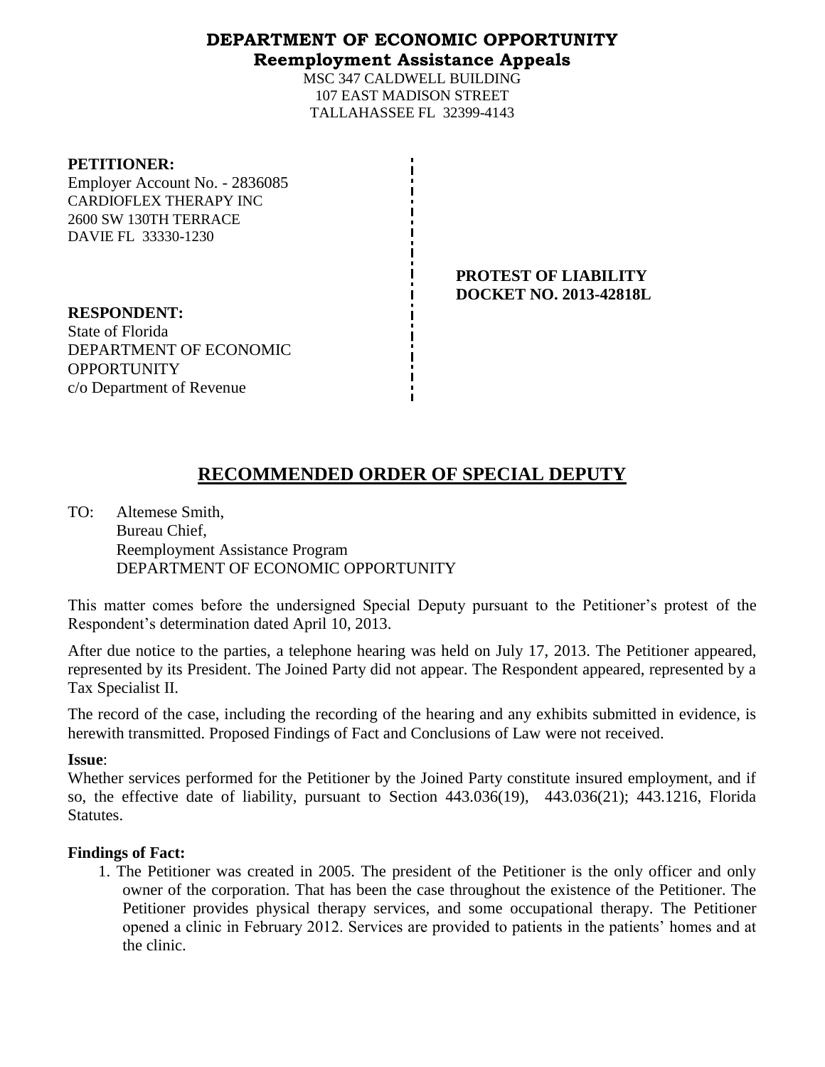# DEPARTMENT OF ECONOMIC OPPORTUNITY
## Reemployment Assistance Appeals

MSC 347 CALDWELL BUILDING
107 EAST MADISON STREET
TALLAHASSEE FL 32399-4143

**PETITIONER:**
Employer Account No. - 2836085
CARDIOFLEX THERAPY INC
2600 SW 130TH TERRACE
DAVIE FL 33330-1230

**PROTEST OF LIABILITY**
**DOCKET NO. 2013-42818L**

**RESPONDENT:**
State of Florida
DEPARTMENT OF ECONOMIC OPPORTUNITY
c/o Department of Revenue

# RECOMMENDED ORDER OF SPECIAL DEPUTY

TO: Altemese Smith,
Bureau Chief,
Reemployment Assistance Program
DEPARTMENT OF ECONOMIC OPPORTUNITY

This matter comes before the undersigned Special Deputy pursuant to the Petitioner's protest of the Respondent's determination dated April 10, 2013.

After due notice to the parties, a telephone hearing was held on July 17, 2013. The Petitioner appeared, represented by its President. The Joined Party did not appear. The Respondent appeared, represented by a Tax Specialist II.

The record of the case, including the recording of the hearing and any exhibits submitted in evidence, is herewith transmitted. Proposed Findings of Fact and Conclusions of Law were not received.

**Issue**:
Whether services performed for the Petitioner by the Joined Party constitute insured employment, and if so, the effective date of liability, pursuant to Section 443.036(19), 443.036(21); 443.1216, Florida Statutes.

**Findings of Fact:**

1. The Petitioner was created in 2005. The president of the Petitioner is the only officer and only owner of the corporation. That has been the case throughout the existence of the Petitioner. The Petitioner provides physical therapy services, and some occupational therapy. The Petitioner opened a clinic in February 2012. Services are provided to patients in the patients' homes and at the clinic.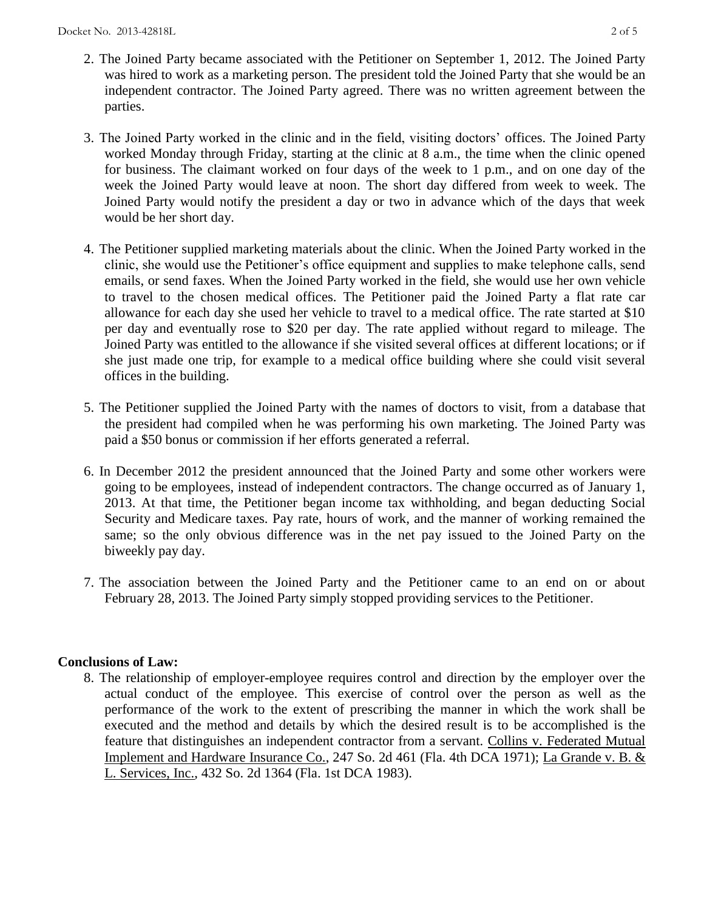2. The Joined Party became associated with the Petitioner on September 1, 2012. The Joined Party was hired to work as a marketing person. The president told the Joined Party that she would be an independent contractor. The Joined Party agreed. There was no written agreement between the parties.

3. The Joined Party worked in the clinic and in the field, visiting doctors' offices. The Joined Party worked Monday through Friday, starting at the clinic at 8 a.m., the time when the clinic opened for business. The claimant worked on four days of the week to 1 p.m., and on one day of the week the Joined Party would leave at noon. The short day differed from week to week. The Joined Party would notify the president a day or two in advance which of the days that week would be her short day.

4. The Petitioner supplied marketing materials about the clinic. When the Joined Party worked in the clinic, she would use the Petitioner's office equipment and supplies to make telephone calls, send emails, or send faxes. When the Joined Party worked in the field, she would use her own vehicle to travel to the chosen medical offices. The Petitioner paid the Joined Party a flat rate car allowance for each day she used her vehicle to travel to a medical office. The rate started at $10 per day and eventually rose to $20 per day. The rate applied without regard to mileage. The Joined Party was entitled to the allowance if she visited several offices at different locations; or if she just made one trip, for example to a medical office building where she could visit several offices in the building.

5. The Petitioner supplied the Joined Party with the names of doctors to visit, from a database that the president had compiled when he was performing his own marketing. The Joined Party was paid a $50 bonus or commission if her efforts generated a referral.

6. In December 2012 the president announced that the Joined Party and some other workers were going to be employees, instead of independent contractors. The change occurred as of January 1, 2013. At that time, the Petitioner began income tax withholding, and began deducting Social Security and Medicare taxes. Pay rate, hours of work, and the manner of working remained the same; so the only obvious difference was in the net pay issued to the Joined Party on the biweekly pay day.

7. The association between the Joined Party and the Petitioner came to an end on or about February 28, 2013. The Joined Party simply stopped providing services to the Petitioner.

**Conclusions of Law:**

8. The relationship of employer-employee requires control and direction by the employer over the actual conduct of the employee. This exercise of control over the person as well as the performance of the work to the extent of prescribing the manner in which the work shall be executed and the method and details by which the desired result is to be accomplished is the feature that distinguishes an independent contractor from a servant. Collins v. Federated Mutual Implement and Hardware Insurance Co., 247 So. 2d 461 (Fla. 4th DCA 1971); La Grande v. B. & L. Services, Inc., 432 So. 2d 1364 (Fla. 1st DCA 1983).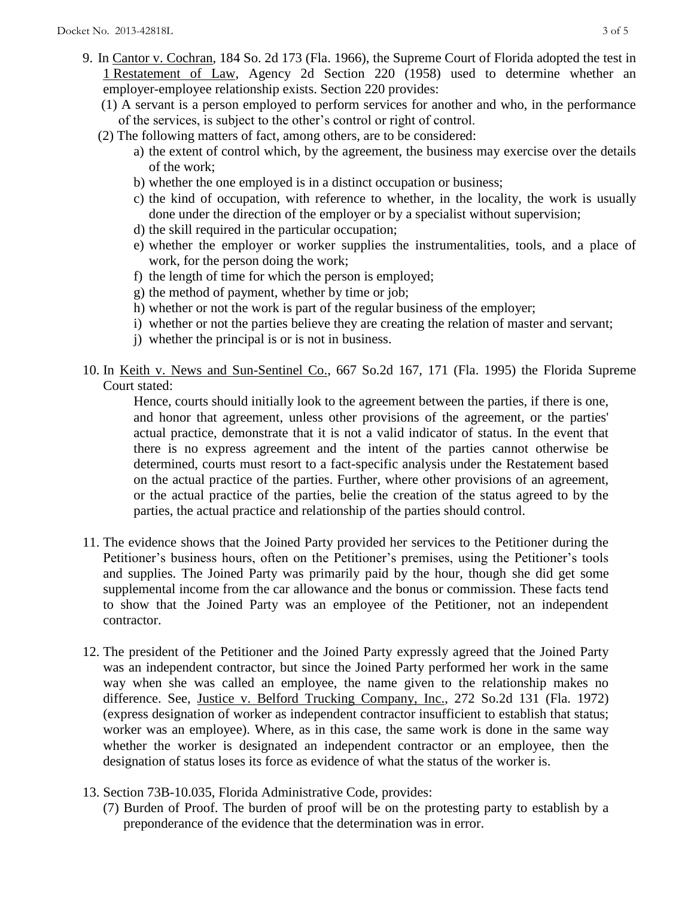9. In Cantor v. Cochran, 184 So. 2d 173 (Fla. 1966), the Supreme Court of Florida adopted the test in 1 Restatement of Law, Agency 2d Section 220 (1958) used to determine whether an employer-employee relationship exists. Section 220 provides:
   (1) A servant is a person employed to perform services for another and who, in the performance of the services, is subject to the other's control or right of control.
   (2) The following matters of fact, among others, are to be considered:
      a) the extent of control which, by the agreement, the business may exercise over the details of the work;
      b) whether the one employed is in a distinct occupation or business;
      c) the kind of occupation, with reference to whether, in the locality, the work is usually done under the direction of the employer or by a specialist without supervision;
      d) the skill required in the particular occupation;
      e) whether the employer or worker supplies the instrumentalities, tools, and a place of work, for the person doing the work;
      f) the length of time for which the person is employed;
      g) the method of payment, whether by time or job;
      h) whether or not the work is part of the regular business of the employer;
      i) whether or not the parties believe they are creating the relation of master and servant;
      j) whether the principal is or is not in business.

10. In Keith v. News and Sun-Sentinel Co., 667 So.2d 167, 171 (Fla. 1995) the Florida Supreme Court stated:

    Hence, courts should initially look to the agreement between the parties, if there is one, and honor that agreement, unless other provisions of the agreement, or the parties' actual practice, demonstrate that it is not a valid indicator of status. In the event that there is no express agreement and the intent of the parties cannot otherwise be determined, courts must resort to a fact-specific analysis under the Restatement based on the actual practice of the parties. Further, where other provisions of an agreement, or the actual practice of the parties, belie the creation of the status agreed to by the parties, the actual practice and relationship of the parties should control.

11. The evidence shows that the Joined Party provided her services to the Petitioner during the Petitioner's business hours, often on the Petitioner's premises, using the Petitioner's tools and supplies. The Joined Party was primarily paid by the hour, though she did get some supplemental income from the car allowance and the bonus or commission. These facts tend to show that the Joined Party was an employee of the Petitioner, not an independent contractor.

12. The president of the Petitioner and the Joined Party expressly agreed that the Joined Party was an independent contractor, but since the Joined Party performed her work in the same way when she was called an employee, the name given to the relationship makes no difference. See, Justice v. Belford Trucking Company, Inc., 272 So.2d 131 (Fla. 1972) (express designation of worker as independent contractor insufficient to establish that status; worker was an employee). Where, as in this case, the same work is done in the same way whether the worker is designated an independent contractor or an employee, then the designation of status loses its force as evidence of what the status of the worker is.

13. Section 73B-10.035, Florida Administrative Code, provides:
    (7) Burden of Proof. The burden of proof will be on the protesting party to establish by a preponderance of the evidence that the determination was in error.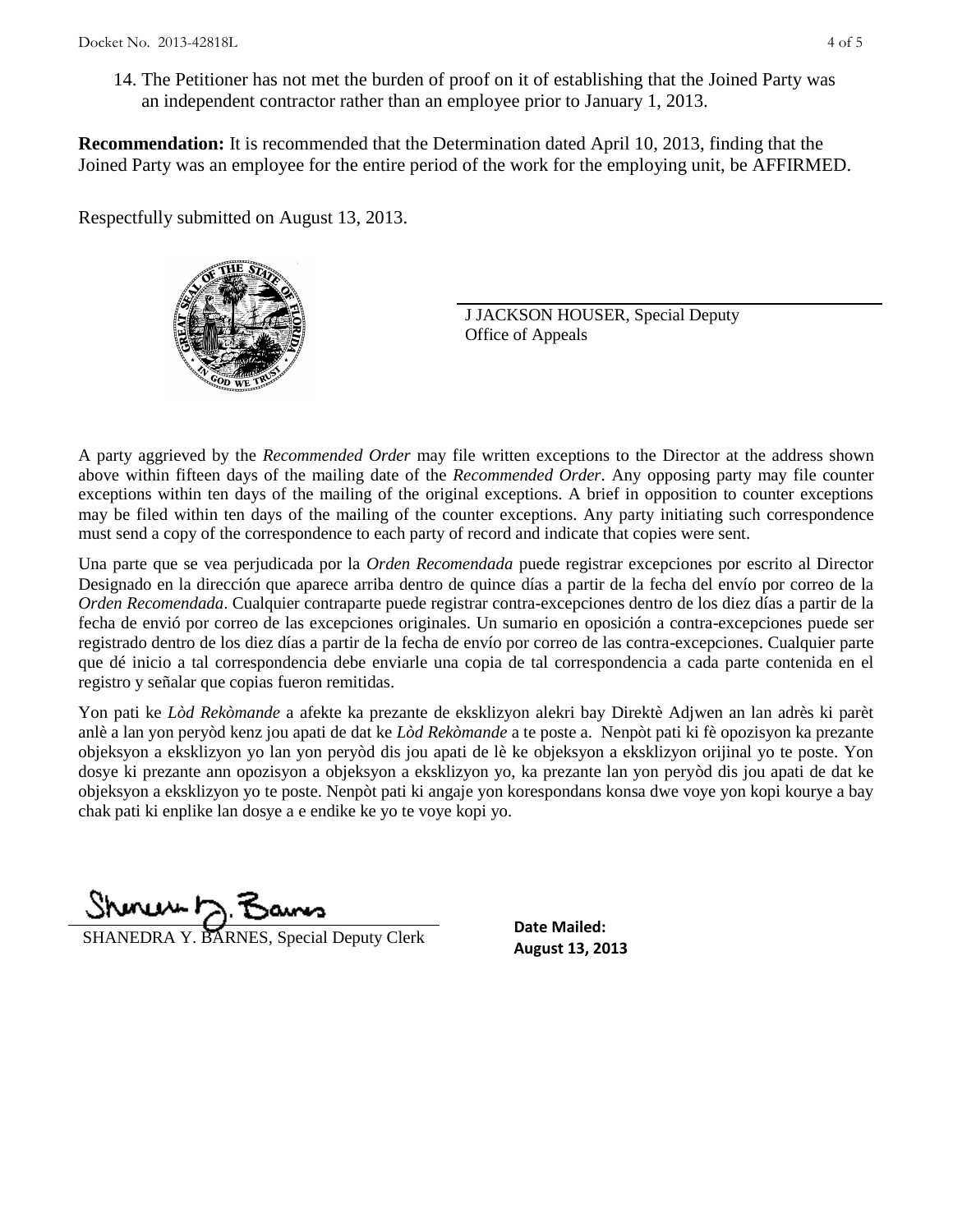14. The Petitioner has not met the burden of proof on it of establishing that the Joined Party was an independent contractor rather than an employee prior to January 1, 2013.

**Recommendation:** It is recommended that the Determination dated April 10, 2013, finding that the Joined Party was an employee for the entire period of the work for the employing unit, be AFFIRMED.

Respectfully submitted on August 13, 2013.

J JACKSON HOUSER, Special Deputy
Office of Appeals

A party aggrieved by the *Recommended Order* may file written exceptions to the Director at the address shown above within fifteen days of the mailing date of the *Recommended Order*. Any opposing party may file counter exceptions within ten days of the mailing of the original exceptions. A brief in opposition to counter exceptions may be filed within ten days of the mailing of the counter exceptions. Any party initiating such correspondence must send a copy of the correspondence to each party of record and indicate that copies were sent.

Una parte que se vea perjudicada por la *Orden Recomendada* puede registrar excepciones por escrito al Director Designado en la dirección que aparece arriba dentro de quince días a partir de la fecha del envío por correo de la *Orden Recomendada*. Cualquier contraparte puede registrar contra-excepciones dentro de los diez días a partir de la fecha de envió por correo de las excepciones originales. Un sumario en oposición a contra-excepciones puede ser registrado dentro de los diez días a partir de la fecha de envío por correo de las contra-excepciones. Cualquier parte que dé inicio a tal correspondencia debe enviarle una copia de tal correspondencia a cada parte contenida en el registro y señalar que copias fueron remitidas.

Yon pati ke *Lòd Rekòmande* a afekte ka prezante de eksklizyon alekri bay Direktè Adjwen an lan adrès ki parèt anlè a lan yon peryòd kenz jou apati de dat ke *Lòd Rekòmande* a te poste a. Nenpòt pati ki fè opozisyon ka prezante objeksyon a eksklizyon yo lan yon peryòd dis jou apati de lè ke objeksyon a eksklizyon orijinal yo te poste. Yon dosye ki prezante ann opozisyon a objeksyon a eksklizyon yo, ka prezante lan yon peryòd dis jou apati de dat ke objeksyon a eksklizyon yo te poste. Nenpòt pati ki angaje yon korespondans konsa dwe voye yon kopi kourye a bay chak pati ki enplike lan dosye a e endike ke yo te voye kopi yo.

SHANEDRA Y. BARNES, Special Deputy Clerk

**Date Mailed:**
**August 13, 2013**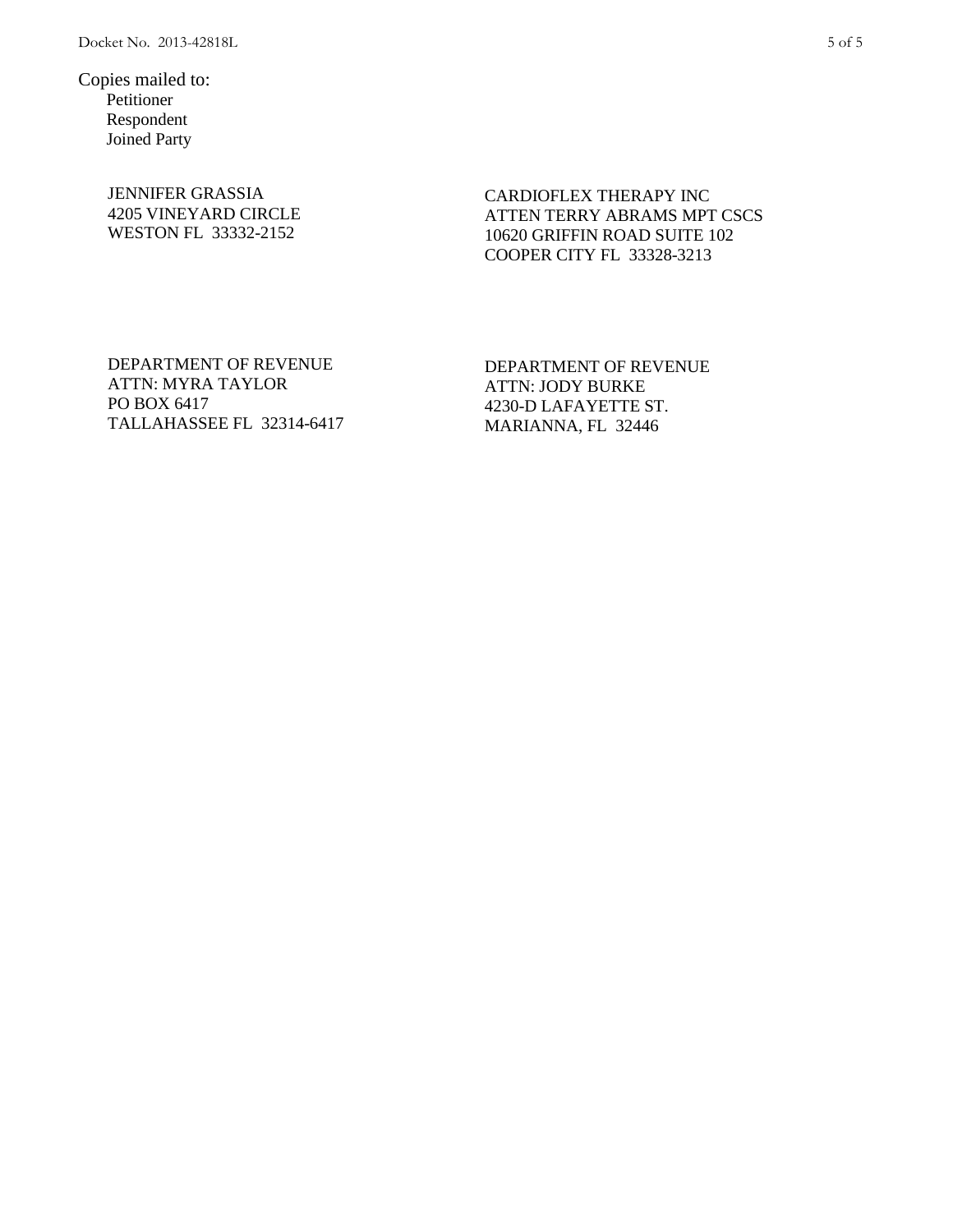Copies mailed to:

Petitioner
Respondent
Joined Party

JENNIFER GRASSIA
4205 VINEYARD CIRCLE
WESTON FL 33332-2152

CARDIOFLEX THERAPY INC
ATTEN TERRY ABRAMS MPT CSCS
10620 GRIFFIN ROAD SUITE 102
COOPER CITY FL 33328-3213

DEPARTMENT OF REVENUE
ATTN: MYRA TAYLOR
PO BOX 6417
TALLAHASSEE FL 32314-6417

DEPARTMENT OF REVENUE
ATTN: JODY BURKE
4230-D LAFAYETTE ST.
MARIANNA, FL 32446